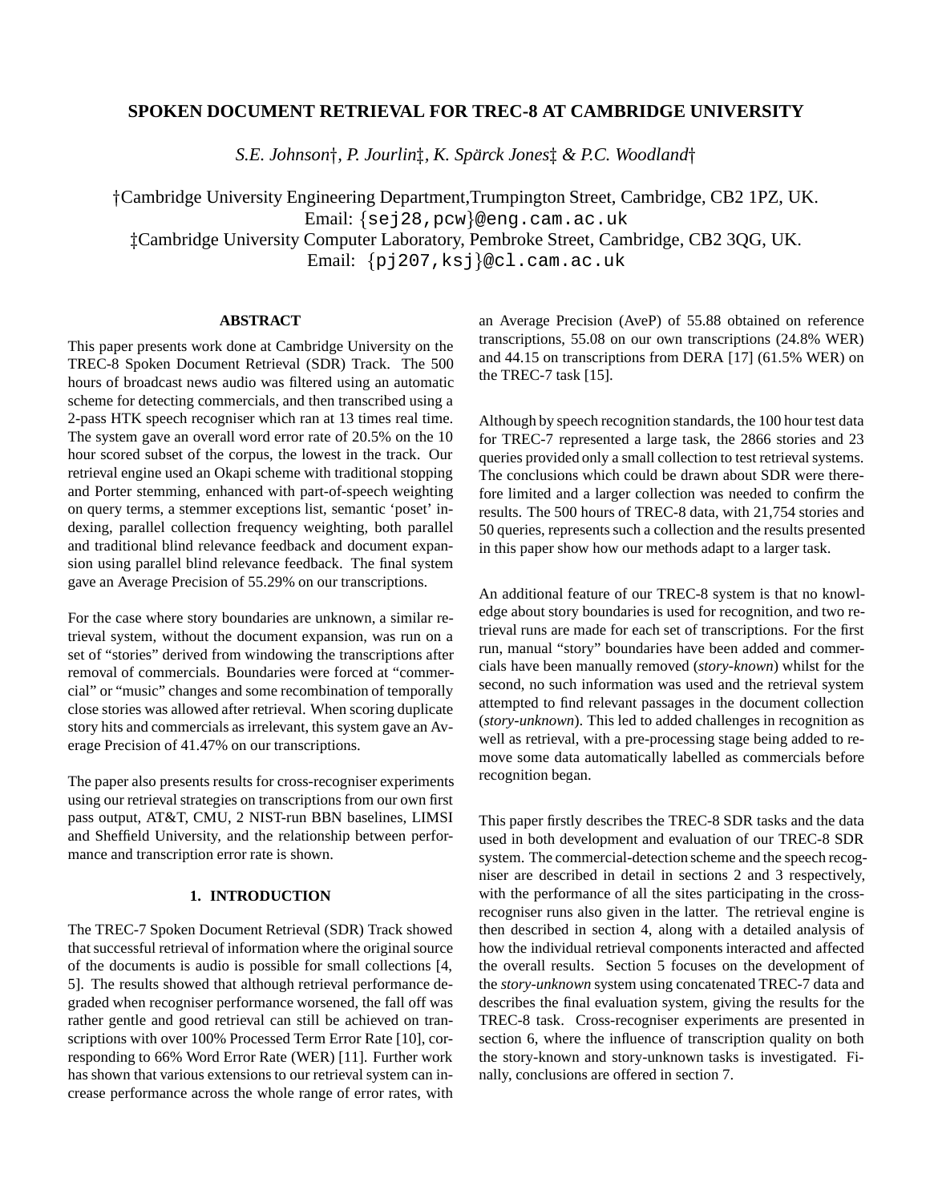# SPOKEN DOCUMENT RETRIEVAL FOR TREC-8 AT CAMBRIDGE UNIVERSITY

*S.E. Johnson†, P. Jourlin‡, K. Spärck Jones‡ & P.C. Woodland†*

†Cambridge University Engineering Department,Trumpington Street, Cambridge, CB2 1PZ, UK.
Email: {sej28,pcw}@eng.cam.ac.uk
‡Cambridge University Computer Laboratory, Pembroke Street, Cambridge, CB2 3QG, UK.
Email: {pj207,ksj}@cl.cam.ac.uk

### ABSTRACT

This paper presents work done at Cambridge University on the TREC-8 Spoken Document Retrieval (SDR) Track. The 500 hours of broadcast news audio was filtered using an automatic scheme for detecting commercials, and then transcribed using a 2-pass HTK speech recogniser which ran at 13 times real time. The system gave an overall word error rate of 20.5% on the 10 hour scored subset of the corpus, the lowest in the track. Our retrieval engine used an Okapi scheme with traditional stopping and Porter stemming, enhanced with part-of-speech weighting on query terms, a stemmer exceptions list, semantic 'poset' indexing, parallel collection frequency weighting, both parallel and traditional blind relevance feedback and document expansion using parallel blind relevance feedback. The final system gave an Average Precision of 55.29% on our transcriptions.

For the case where story boundaries are unknown, a similar retrieval system, without the document expansion, was run on a set of "stories" derived from windowing the transcriptions after removal of commercials. Boundaries were forced at "commercial" or "music" changes and some recombination of temporally close stories was allowed after retrieval. When scoring duplicate story hits and commercials as irrelevant, this system gave an Average Precision of 41.47% on our transcriptions.

The paper also presents results for cross-recogniser experiments using our retrieval strategies on transcriptions from our own first pass output, AT&T, CMU, 2 NIST-run BBN baselines, LIMSI and Sheffield University, and the relationship between performance and transcription error rate is shown.

## 1. INTRODUCTION

The TREC-7 Spoken Document Retrieval (SDR) Track showed that successful retrieval of information where the original source of the documents is audio is possible for small collections [4, 5]. The results showed that although retrieval performance degraded when recogniser performance worsened, the fall off was rather gentle and good retrieval can still be achieved on transcriptions with over 100% Processed Term Error Rate [10], corresponding to 66% Word Error Rate (WER) [11]. Further work has shown that various extensions to our retrieval system can increase performance across the whole range of error rates, with an Average Precision (AveP) of 55.88 obtained on reference transcriptions, 55.08 on our own transcriptions (24.8% WER) and 44.15 on transcriptions from DERA [17] (61.5% WER) on the TREC-7 task [15].

Although by speech recognition standards, the 100 hour test data for TREC-7 represented a large task, the 2866 stories and 23 queries provided only a small collection to test retrieval systems. The conclusions which could be drawn about SDR were therefore limited and a larger collection was needed to confirm the results. The 500 hours of TREC-8 data, with 21,754 stories and 50 queries, represents such a collection and the results presented in this paper show how our methods adapt to a larger task.

An additional feature of our TREC-8 system is that no knowledge about story boundaries is used for recognition, and two retrieval runs are made for each set of transcriptions. For the first run, manual "story" boundaries have been added and commercials have been manually removed (*story-known*) whilst for the second, no such information was used and the retrieval system attempted to find relevant passages in the document collection (*story-unknown*). This led to added challenges in recognition as well as retrieval, with a pre-processing stage being added to remove some data automatically labelled as commercials before recognition began.

This paper firstly describes the TREC-8 SDR tasks and the data used in both development and evaluation of our TREC-8 SDR system. The commercial-detection scheme and the speech recogniser are described in detail in sections 2 and 3 respectively, with the performance of all the sites participating in the cross-recogniser runs also given in the latter. The retrieval engine is then described in section 4, along with a detailed analysis of how the individual retrieval components interacted and affected the overall results. Section 5 focuses on the development of the *story-unknown* system using concatenated TREC-7 data and describes the final evaluation system, giving the results for the TREC-8 task. Cross-recogniser experiments are presented in section 6, where the influence of transcription quality on both the story-known and story-unknown tasks is investigated. Finally, conclusions are offered in section 7.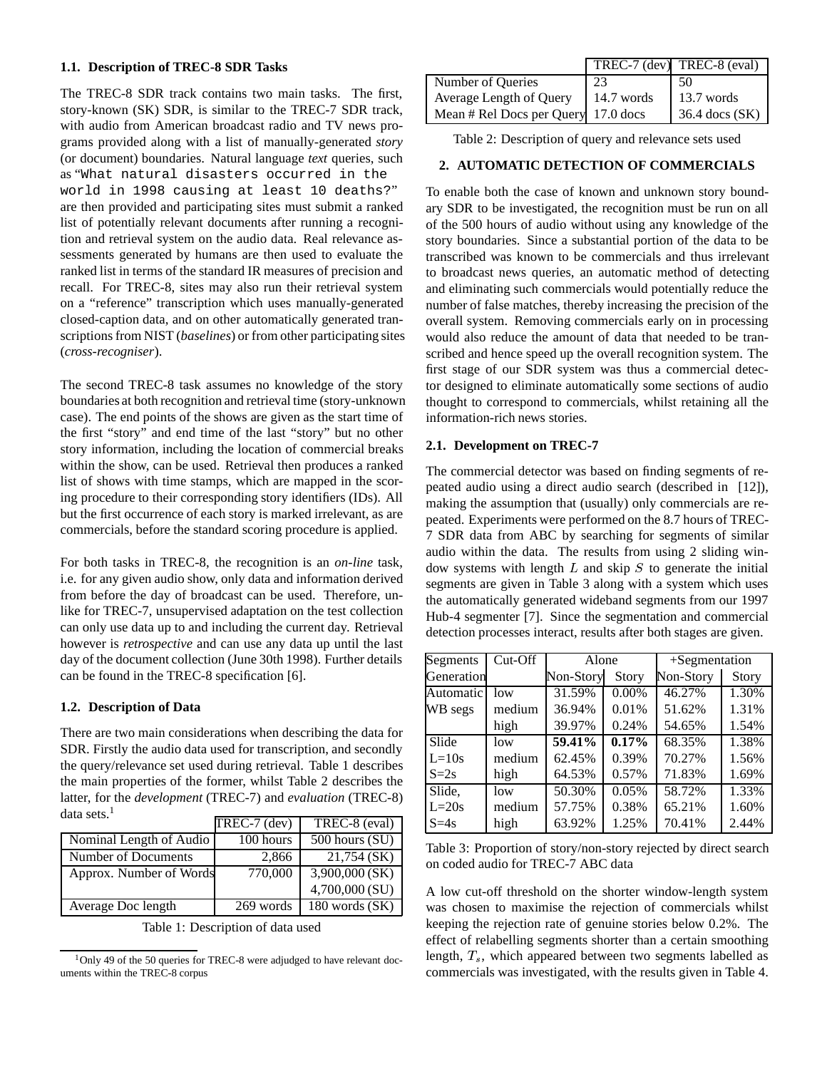### 1.1. Description of TREC-8 SDR Tasks

The TREC-8 SDR track contains two main tasks. The first, story-known (SK) SDR, is similar to the TREC-7 SDR track, with audio from American broadcast radio and TV news programs provided along with a list of manually-generated *story* (or document) boundaries. Natural language *text* queries, such as "`What natural disasters occurred in the world in 1998 causing at least 10 deaths?`" are then provided and participating sites must submit a ranked list of potentially relevant documents after running a recognition and retrieval system on the audio data. Real relevance assessments generated by humans are then used to evaluate the ranked list in terms of the standard IR measures of precision and recall. For TREC-8, sites may also run their retrieval system on a "reference" transcription which uses manually-generated closed-caption data, and on other automatically generated transcriptions from NIST (*baselines*) or from other participating sites (*cross-recogniser*).

The second TREC-8 task assumes no knowledge of the story boundaries at both recognition and retrieval time (story-unknown case). The end points of the shows are given as the start time of the first "story" and end time of the last "story" but no other story information, including the location of commercial breaks within the show, can be used. Retrieval then produces a ranked list of shows with time stamps, which are mapped in the scoring procedure to their corresponding story identifiers (IDs). All but the first occurrence of each story is marked irrelevant, as are commercials, before the standard scoring procedure is applied.

For both tasks in TREC-8, the recognition is an *on-line* task, i.e. for any given audio show, only data and information derived from before the day of broadcast can be used. Therefore, unlike for TREC-7, unsupervised adaptation on the test collection can only use data up to and including the current day. Retrieval however is *retrospective* and can use any data up until the last day of the document collection (June 30th 1998). Further details can be found in the TREC-8 specification [6].

### 1.2. Description of Data

There are two main considerations when describing the data for SDR. Firstly the audio data used for transcription, and secondly the query/relevance set used during retrieval. Table 1 describes the main properties of the former, whilst Table 2 describes the latter, for the *development* (TREC-7) and *evaluation* (TREC-8) data sets.[1]

| | TREC-7 (dev) | TREC-8 (eval) |
|---|---|---|
| Nominal Length of Audio | 100 hours | 500 hours (SU) |
| Number of Documents | 2,866 | 21,754 (SK) |
| Approx. Number of Words | 770,000 | 3,900,000 (SK) |
| | | 4,700,000 (SU) |
| Average Doc length | 269 words | 180 words (SK) |

Table 1: Description of data used

[1] Only 49 of the 50 queries for TREC-8 were adjudged to have relevant documents within the TREC-8 corpus

| | TREC-7 (dev) | TREC-8 (eval) |
|---|---|---|
| Number of Queries | 23 | 50 |
| Average Length of Query | 14.7 words | 13.7 words |
| Mean # Rel Docs per Query | 17.0 docs | 36.4 docs (SK) |

Table 2: Description of query and relevance sets used

## 2. AUTOMATIC DETECTION OF COMMERCIALS

To enable both the case of known and unknown story boundary SDR to be investigated, the recognition must be run on all of the 500 hours of audio without using any knowledge of the story boundaries. Since a substantial portion of the data to be transcribed was known to be commercials and thus irrelevant to broadcast news queries, an automatic method of detecting and eliminating such commercials would potentially reduce the number of false matches, thereby increasing the precision of the overall system. Removing commercials early on in processing would also reduce the amount of data that needed to be transcribed and hence speed up the overall recognition system. The first stage of our SDR system was thus a commercial detector designed to eliminate automatically some sections of audio thought to correspond to commercials, whilst retaining all the information-rich news stories.

### 2.1. Development on TREC-7

The commercial detector was based on finding segments of repeated audio using a direct audio search (described in [12]), making the assumption that (usually) only commercials are repeated. Experiments were performed on the 8.7 hours of TREC-7 SDR data from ABC by searching for segments of similar audio within the data. The results from using 2 sliding window systems with length $L$ and skip $S$ to generate the initial segments are given in Table 3 along with a system which uses the automatically generated wideband segments from our 1997 Hub-4 segmenter [7]. Since the segmentation and commercial detection processes interact, results after both stages are given.

| Segments Generation | Cut-Off | Alone | | +Segmentation | |
|---|---|---|---|---|---|
| | | Non-Story | Story | Non-Story | Story |
| Automatic | low | 31.59% | 0.00% | 46.27% | 1.30% |
| WB segs | medium | 36.94% | 0.01% | 51.62% | 1.31% |
| | high | 39.97% | 0.24% | 54.65% | 1.54% |
| Slide | low | **59.41%** | **0.17%** | 68.35% | 1.38% |
| L=10s | medium | 62.45% | 0.39% | 70.27% | 1.56% |
| S=2s | high | 64.53% | 0.57% | 71.83% | 1.69% |
| Slide, | low | 50.30% | 0.05% | 58.72% | 1.33% |
| L=20s | medium | 57.75% | 0.38% | 65.21% | 1.60% |
| S=4s | high | 63.92% | 1.25% | 70.41% | 2.44% |

Table 3: Proportion of story/non-story rejected by direct search on coded audio for TREC-7 ABC data

A low cut-off threshold on the shorter window-length system was chosen to maximise the rejection of commercials whilst keeping the rejection rate of genuine stories below 0.2%. The effect of relabelling segments shorter than a certain smoothing length, $T_s$, which appeared between two segments labelled as commercials was investigated, with the results given in Table 4.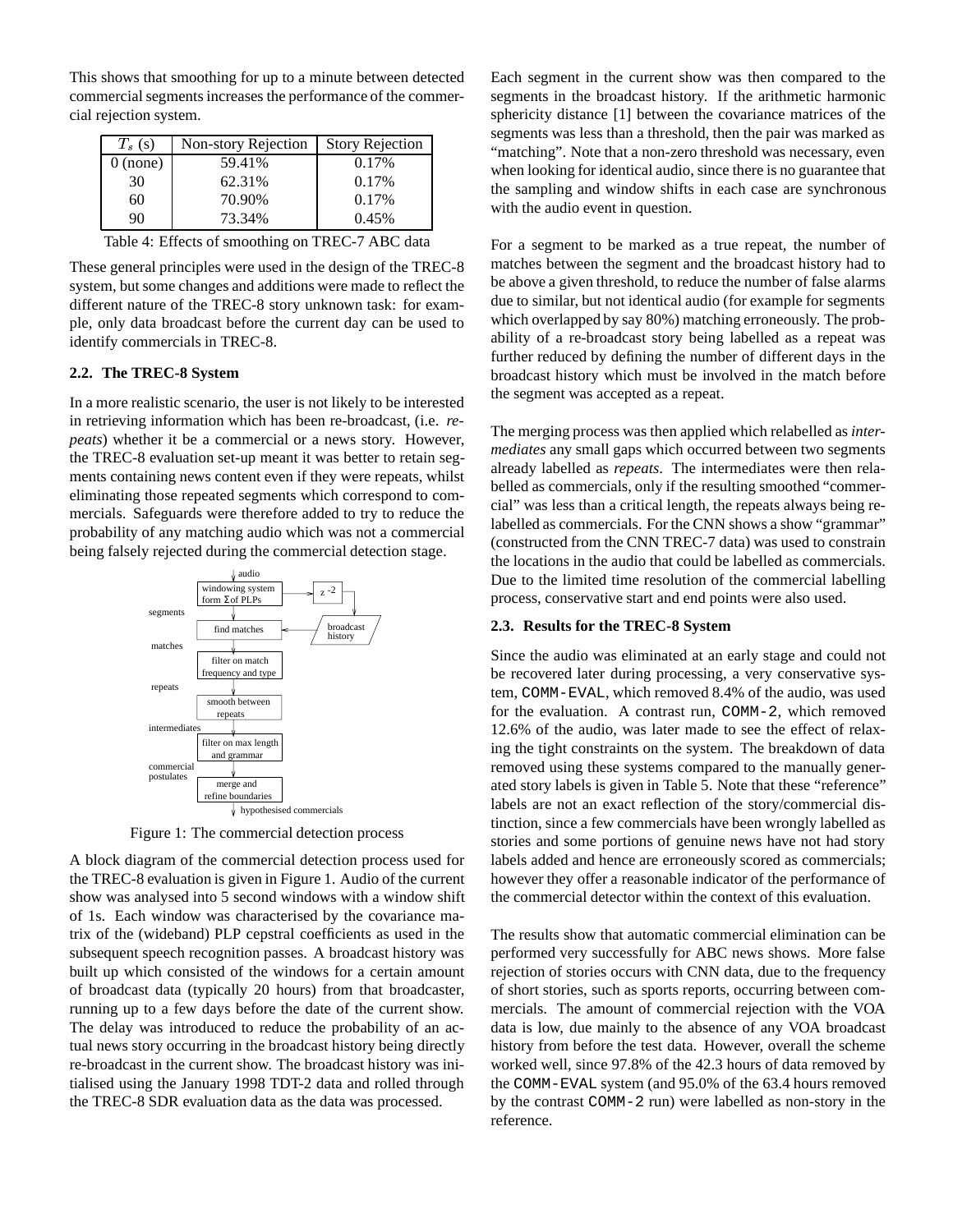This shows that smoothing for up to a minute between detected commercial segments increases the performance of the commercial rejection system.

| $T_s$ (s) | Non-story Rejection | Story Rejection |
|---|---|---|
| 0 (none) | 59.41% | 0.17% |
| 30 | 62.31% | 0.17% |
| 60 | 70.90% | 0.17% |
| 90 | 73.34% | 0.45% |

Table 4: Effects of smoothing on TREC-7 ABC data

These general principles were used in the design of the TREC-8 system, but some changes and additions were made to reflect the different nature of the TREC-8 story unknown task: for example, only data broadcast before the current day can be used to identify commercials in TREC-8.

### 2.2. The TREC-8 System

In a more realistic scenario, the user is not likely to be interested in retrieving information which has been re-broadcast, (i.e. *repeats*) whether it be a commercial or a news story. However, the TREC-8 evaluation set-up meant it was better to retain segments containing news content even if they were repeats, whilst eliminating those repeated segments which correspond to commercials. Safeguards were therefore added to try to reduce the probability of any matching audio which was not a commercial being falsely rejected during the commercial detection stage.

Figure 1: The commercial detection process

A block diagram of the commercial detection process used for the TREC-8 evaluation is given in Figure 1. Audio of the current show was analysed into 5 second windows with a window shift of 1s. Each window was characterised by the covariance matrix of the (wideband) PLP cepstral coefficients as used in the subsequent speech recognition passes. A broadcast history was built up which consisted of the windows for a certain amount of broadcast data (typically 20 hours) from that broadcaster, running up to a few days before the date of the current show. The delay was introduced to reduce the probability of an actual news story occurring in the broadcast history being directly re-broadcast in the current show. The broadcast history was initialised using the January 1998 TDT-2 data and rolled through the TREC-8 SDR evaluation data as the data was processed.

Each segment in the current show was then compared to the segments in the broadcast history. If the arithmetic harmonic sphericity distance [1] between the covariance matrices of the segments was less than a threshold, then the pair was marked as "matching". Note that a non-zero threshold was necessary, even when looking for identical audio, since there is no guarantee that the sampling and window shifts in each case are synchronous with the audio event in question.

For a segment to be marked as a true repeat, the number of matches between the segment and the broadcast history had to be above a given threshold, to reduce the number of false alarms due to similar, but not identical audio (for example for segments which overlapped by say 80%) matching erroneously. The probability of a re-broadcast story being labelled as a repeat was further reduced by defining the number of different days in the broadcast history which must be involved in the match before the segment was accepted as a repeat.

The merging process was then applied which relabelled as *intermediates* any small gaps which occurred between two segments already labelled as *repeats*. The intermediates were then relabelled as commercials, only if the resulting smoothed "commercial" was less than a critical length, the repeats always being relabelled as commercials. For the CNN shows a show "grammar" (constructed from the CNN TREC-7 data) was used to constrain the locations in the audio that could be labelled as commercials. Due to the limited time resolution of the commercial labelling process, conservative start and end points were also used.

### 2.3. Results for the TREC-8 System

Since the audio was eliminated at an early stage and could not be recovered later during processing, a very conservative system, COMM-EVAL, which removed 8.4% of the audio, was used for the evaluation. A contrast run, COMM-2, which removed 12.6% of the audio, was later made to see the effect of relaxing the tight constraints on the system. The breakdown of data removed using these systems compared to the manually generated story labels is given in Table 5. Note that these "reference" labels are not an exact reflection of the story/commercial distinction, since a few commercials have been wrongly labelled as stories and some portions of genuine news have not had story labels added and hence are erroneously scored as commercials; however they offer a reasonable indicator of the performance of the commercial detector within the context of this evaluation.

The results show that automatic commercial elimination can be performed very successfully for ABC news shows. More false rejection of stories occurs with CNN data, due to the frequency of short stories, such as sports reports, occurring between commercials. The amount of commercial rejection with the VOA data is low, due mainly to the absence of any VOA broadcast history from before the test data. However, overall the scheme worked well, since 97.8% of the 42.3 hours of data removed by the COMM-EVAL system (and 95.0% of the 63.4 hours removed by the contrast COMM-2 run) were labelled as non-story in the reference.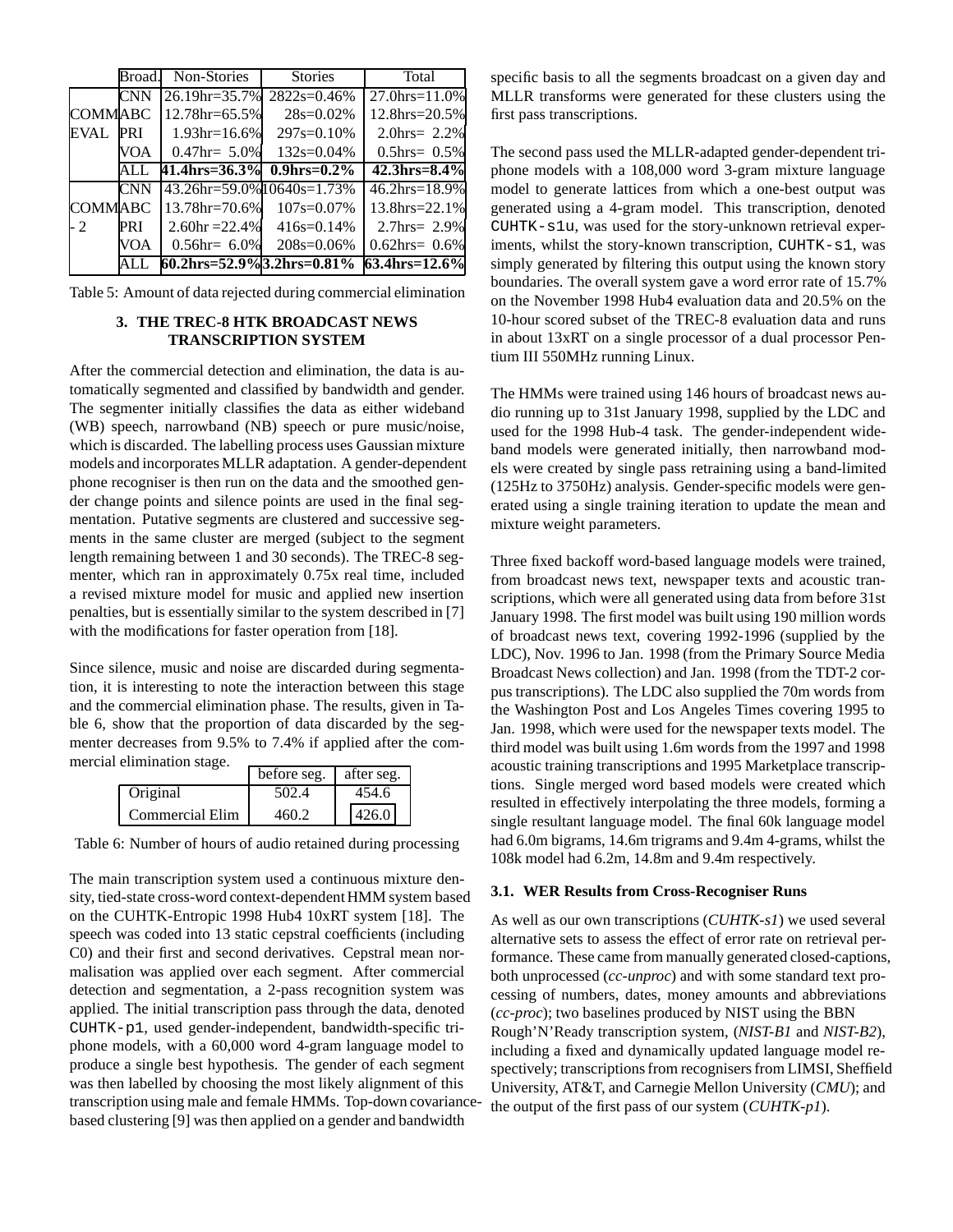| | Broad. | Non-Stories | Stories | Total |
|---|---|---|---|---|
| COMM EVAL | CNN | 26.19hr=35.7% | 2822s=0.46% | 27.0hrs=11.0% |
| | ABC | 12.78hr=65.5% | 28s=0.02% | 12.8hrs=20.5% |
| | PRI | 1.93hr=16.6% | 297s=0.10% | 2.0hrs= 2.2% |
| | VOA | 0.47hr= 5.0% | 132s=0.04% | 0.5hrs= 0.5% |
| | ALL | **41.4hrs=36.3%** | **0.9hrs=0.2%** | **42.3hrs=8.4%** |
| COMM - 2 | CNN | 43.26hr=59.0% | 10640s=1.73% | 46.2hrs=18.9% |
| | ABC | 13.78hr=70.6% | 107s=0.07% | 13.8hrs=22.1% |
| | PRI | 2.60hr =22.4% | 416s=0.14% | 2.7hrs= 2.9% |
| | VOA | 0.56hr= 6.0% | 208s=0.06% | 0.62hrs= 0.6% |
| | ALL | **60.2hrs=52.9%** | **3.2hrs=0.81%** | **63.4hrs=12.6%** |

Table 5: Amount of data rejected during commercial elimination

## 3. THE TREC-8 HTK BROADCAST NEWS TRANSCRIPTION SYSTEM

After the commercial detection and elimination, the data is automatically segmented and classified by bandwidth and gender. The segmenter initially classifies the data as either wideband (WB) speech, narrowband (NB) speech or pure music/noise, which is discarded. The labelling process uses Gaussian mixture models and incorporates MLLR adaptation. A gender-dependent phone recogniser is then run on the data and the smoothed gender change points and silence points are used in the final segmentation. Putative segments are clustered and successive segments in the same cluster are merged (subject to the segment length remaining between 1 and 30 seconds). The TREC-8 segmenter, which ran in approximately 0.75x real time, included a revised mixture model for music and applied new insertion penalties, but is essentially similar to the system described in [7] with the modifications for faster operation from [18].

Since silence, music and noise are discarded during segmentation, it is interesting to note the interaction between this stage and the commercial elimination phase. The results, given in Table 6, show that the proportion of data discarded by the segmenter decreases from 9.5% to 7.4% if applied after the commercial elimination stage.

| | before seg. | after seg. |
|---|---|---|
| Original | 502.4 | 454.6 |
| Commercial Elim | 460.2 | 426.0 |

Table 6: Number of hours of audio retained during processing

The main transcription system used a continuous mixture density, tied-state cross-word context-dependent HMM system based on the CUHTK-Entropic 1998 Hub4 10xRT system [18]. The speech was coded into 13 static cepstral coefficients (including C0) and their first and second derivatives. Cepstral mean normalisation was applied over each segment. After commercial detection and segmentation, a 2-pass recognition system was applied. The initial transcription pass through the data, denoted `CUHTK-p1`, used gender-independent, bandwidth-specific triphone models, with a 60,000 word 4-gram language model to produce a single best hypothesis. The gender of each segment was then labelled by choosing the most likely alignment of this transcription using male and female HMMs. Top-down covariance-based clustering [9] was then applied on a gender and bandwidth specific basis to all the segments broadcast on a given day and MLLR transforms were generated for these clusters using the first pass transcriptions.

The second pass used the MLLR-adapted gender-dependent triphone models with a 108,000 word 3-gram mixture language model to generate lattices from which a one-best output was generated using a 4-gram model. This transcription, denoted `CUHTK-s1u`, was used for the story-unknown retrieval experiments, whilst the story-known transcription, `CUHTK-s1`, was simply generated by filtering this output using the known story boundaries. The overall system gave a word error rate of 15.7% on the November 1998 Hub4 evaluation data and 20.5% on the 10-hour scored subset of the TREC-8 evaluation data and runs in about 13xRT on a single processor of a dual processor Pentium III 550MHz running Linux.

The HMMs were trained using 146 hours of broadcast news audio running up to 31st January 1998, supplied by the LDC and used for the 1998 Hub-4 task. The gender-independent wideband models were generated initially, then narrowband models were created by single pass retraining using a band-limited (125Hz to 3750Hz) analysis. Gender-specific models were generated using a single training iteration to update the mean and mixture weight parameters.

Three fixed backoff word-based language models were trained, from broadcast news text, newspaper texts and acoustic transcriptions, which were all generated using data from before 31st January 1998. The first model was built using 190 million words of broadcast news text, covering 1992-1996 (supplied by the LDC), Nov. 1996 to Jan. 1998 (from the Primary Source Media Broadcast News collection) and Jan. 1998 (from the TDT-2 corpus transcriptions). The LDC also supplied the 70m words from the Washington Post and Los Angeles Times covering 1995 to Jan. 1998, which were used for the newspaper texts model. The third model was built using 1.6m words from the 1997 and 1998 acoustic training transcriptions and 1995 Marketplace transcriptions. Single merged word based models were created which resulted in effectively interpolating the three models, forming a single resultant language model. The final 60k language model had 6.0m bigrams, 14.6m trigrams and 9.4m 4-grams, whilst the 108k model had 6.2m, 14.8m and 9.4m respectively.

### 3.1. WER Results from Cross-Recogniser Runs

As well as our own transcriptions (*CUHTK-s1*) we used several alternative sets to assess the effect of error rate on retrieval performance. These came from manually generated closed-captions, both unprocessed (*cc-unproc*) and with some standard text processing of numbers, dates, money amounts and abbreviations (*cc-proc*); two baselines produced by NIST using the BBN Rough'N'Ready transcription system, (*NIST-B1* and *NIST-B2*), including a fixed and dynamically updated language model respectively; transcriptions from recognisers from LIMSI, Sheffield University, AT&T, and Carnegie Mellon University (*CMU*); and the output of the first pass of our system (*CUHTK-p1*).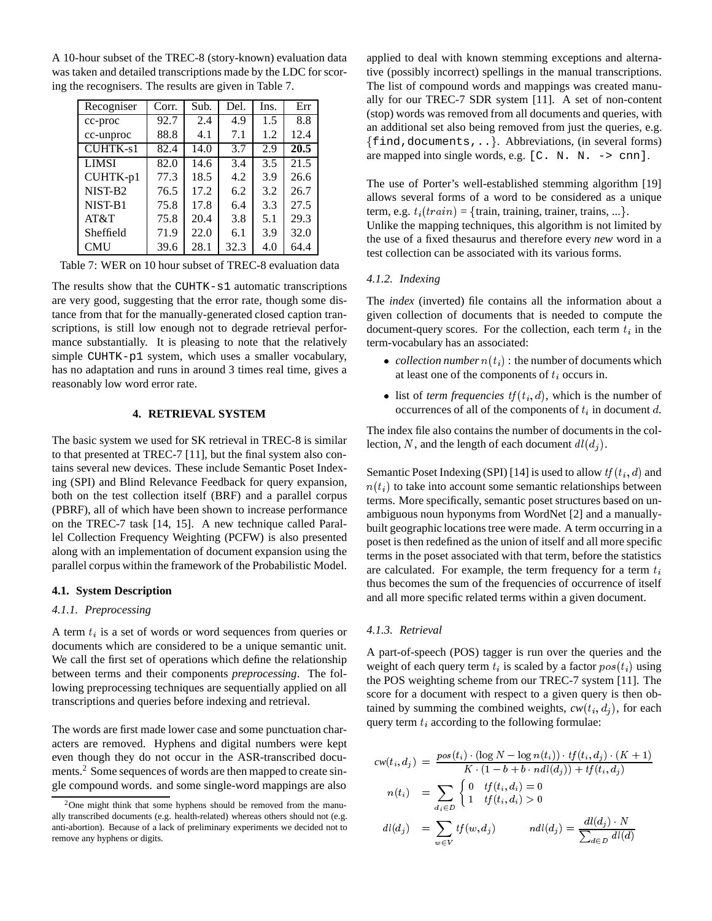A 10-hour subset of the TREC-8 (story-known) evaluation data was taken and detailed transcriptions made by the LDC for scoring the recognisers. The results are given in Table 7.

| Recogniser | Corr. | Sub. | Del. | Ins. | Err |
|---|---|---|---|---|---|
| cc-proc | 92.7 | 2.4 | 4.9 | 1.5 | 8.8 |
| cc-unproc | 88.8 | 4.1 | 7.1 | 1.2 | 12.4 |
| CUHTK-s1 | 82.4 | 14.0 | 3.7 | 2.9 | **20.5** |
| LIMSI | 82.0 | 14.6 | 3.4 | 3.5 | 21.5 |
| CUHTK-p1 | 77.3 | 18.5 | 4.2 | 3.9 | 26.6 |
| NIST-B2 | 76.5 | 17.2 | 6.2 | 3.2 | 26.7 |
| NIST-B1 | 75.8 | 17.8 | 6.4 | 3.3 | 27.5 |
| AT&T | 75.8 | 20.4 | 3.8 | 5.1 | 29.3 |
| Sheffield | 71.9 | 22.0 | 6.1 | 3.9 | 32.0 |
| CMU | 39.6 | 28.1 | 32.3 | 4.0 | 64.4 |

Table 7: WER on 10 hour subset of TREC-8 evaluation data

The results show that the `CUHTK-s1` automatic transcriptions are very good, suggesting that the error rate, though some distance from that for the manually-generated closed caption transcriptions, is still low enough not to degrade retrieval performance substantially. It is pleasing to note that the relatively simple `CUHTK-p1` system, which uses a smaller vocabulary, has no adaptation and runs in around 3 times real time, gives a reasonably low word error rate.

## 4. RETRIEVAL SYSTEM

The basic system we used for SK retrieval in TREC-8 is similar to that presented at TREC-7 [11], but the final system also contains several new devices. These include Semantic Poset Indexing (SPI) and Blind Relevance Feedback for query expansion, both on the test collection itself (BRF) and a parallel corpus (PBRF), all of which have been shown to increase performance on the TREC-7 task [14, 15]. A new technique called Parallel Collection Frequency Weighting (PCFW) is also presented along with an implementation of document expansion using the parallel corpus within the framework of the Probabilistic Model.

### 4.1. System Description

#### *4.1.1. Preprocessing*

A term $t_i$ is a set of words or word sequences from queries or documents which are considered to be a unique semantic unit. We call the first set of operations which define the relationship between terms and their components *preprocessing*. The following preprocessing techniques are sequentially applied on all transcriptions and queries before indexing and retrieval.

The words are first made lower case and some punctuation characters are removed. Hyphens and digital numbers were kept even though they do not occur in the ASR-transcribed documents.[2] Some sequences of words are then mapped to create single compound words. and some single-word mappings are also applied to deal with known stemming exceptions and alternative (possibly incorrect) spellings in the manual transcriptions. The list of compound words and mappings was created manually for our TREC-7 SDR system [11]. A set of non-content (stop) words was removed from all documents and queries, with an additional set also being removed from just the queries, e.g. {`find,documents,..`}. Abbreviations, (in several forms) are mapped into single words, e.g. `[C. N. N. -> cnn]`.

The use of Porter's well-established stemming algorithm [19] allows several forms of a word to be considered as a unique term, e.g. $t_i(train)$ = {train, training, trainer, trains, ...}. Unlike the mapping techniques, this algorithm is not limited by the use of a fixed thesaurus and therefore every *new* word in a test collection can be associated with its various forms.

#### *4.1.2. Indexing*

The *index* (inverted) file contains all the information about a given collection of documents that is needed to compute the document-query scores. For the collection, each term $t_i$ in the term-vocabulary has an associated:

- *collection number* $n(t_i)$ : the number of documents which at least one of the components of $t_i$ occurs in.
- list of *term frequencies* $tf(t_i, d)$, which is the number of occurrences of all of the components of $t_i$ in document $d$.

The index file also contains the number of documents in the collection, $N$, and the length of each document $dl(d_j)$.

Semantic Poset Indexing (SPI) [14] is used to allow $tf(t_i, d)$ and $n(t_i)$ to take into account some semantic relationships between terms. More specifically, semantic poset structures based on unambiguous noun hyponyms from WordNet [2] and a manually-built geographic locations tree were made. A term occurring in a poset is then redefined as the union of itself and all more specific terms in the poset associated with that term, before the statistics are calculated. For example, the term frequency for a term $t_i$ thus becomes the sum of the frequencies of occurrence of itself and all more specific related terms within a given document.

#### *4.1.3. Retrieval*

A part-of-speech (POS) tagger is run over the queries and the weight of each query term $t_i$ is scaled by a factor $pos(t_i)$ using the POS weighting scheme from our TREC-7 system [11]. The score for a document with respect to a given query is then obtained by summing the combined weights, $cw(t_i, d_j)$, for each query term $t_i$ according to the following formulae:

$$cw(t_i, d_j) = \frac{pos(t_i) \cdot (\log N - \log n(t_i)) \cdot tf(t_i, d_j) \cdot (K+1)}{K \cdot (1 - b + b \cdot ndl(d_j)) + tf(t_i, d_j)}$$

$$n(t_i) = \sum_{d_i \in D} \begin{cases} 0 & tf(t_i, d_i) = 0 \\ 1 & tf(t_i, d_i) > 0 \end{cases}$$

$$dl(d_j) = \sum_{w \in V} tf(w, d_j) \qquad ndl(d_j) = \frac{dl(d_j) \cdot N}{\sum_{d \in D} dl(d)}$$

[2] One might think that some hyphens should be removed from the manually transcribed documents (e.g. health-related) whereas others should not (e.g. anti-abortion). Because of a lack of preliminary experiments we decided not to remove any hyphens or digits.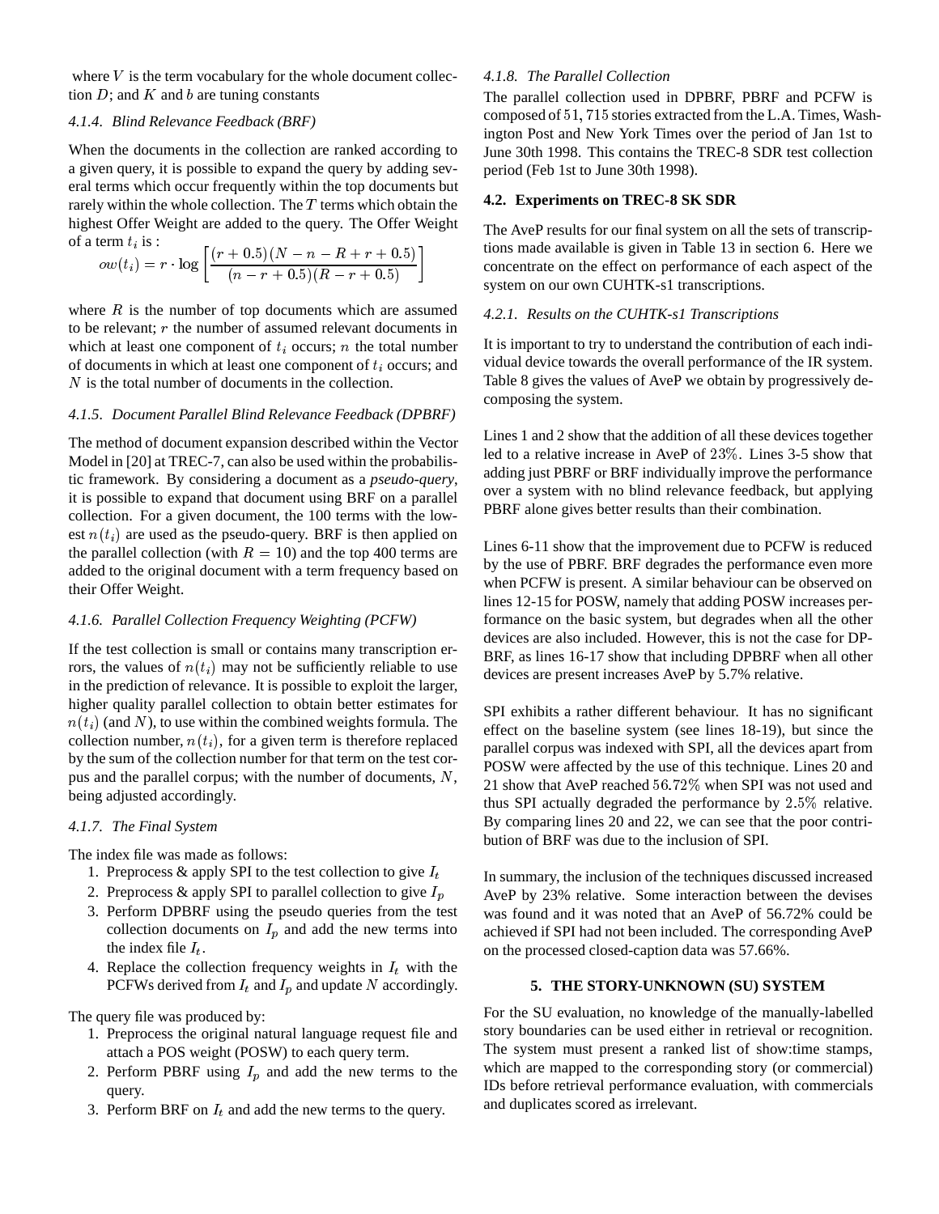where $V$ is the term vocabulary for the whole document collection $D$; and $K$ and $b$ are tuning constants

#### 4.1.4. Blind Relevance Feedback (BRF)

When the documents in the collection are ranked according to a given query, it is possible to expand the query by adding several terms which occur frequently within the top documents but rarely within the whole collection. The $T$ terms which obtain the highest Offer Weight are added to the query. The Offer Weight of a term $t_i$ is :

$$ow(t_i) = r \cdot \log \left[ \frac{(r + 0.5)(N - n - R + r + 0.5)}{(n - r + 0.5)(R - r + 0.5)} \right]$$

where $R$ is the number of top documents which are assumed to be relevant; $r$ the number of assumed relevant documents in which at least one component of $t_i$ occurs; $n$ the total number of documents in which at least one component of $t_i$ occurs; and $N$ is the total number of documents in the collection.

#### 4.1.5. Document Parallel Blind Relevance Feedback (DPBRF)

The method of document expansion described within the Vector Model in [20] at TREC-7, can also be used within the probabilistic framework. By considering a document as a *pseudo-query*, it is possible to expand that document using BRF on a parallel collection. For a given document, the 100 terms with the lowest $n(t_i)$ are used as the pseudo-query. BRF is then applied on the parallel collection (with $R = 10$) and the top 400 terms are added to the original document with a term frequency based on their Offer Weight.

#### 4.1.6. Parallel Collection Frequency Weighting (PCFW)

If the test collection is small or contains many transcription errors, the values of $n(t_i)$ may not be sufficiently reliable to use in the prediction of relevance. It is possible to exploit the larger, higher quality parallel collection to obtain better estimates for $n(t_i)$ (and $N$), to use within the combined weights formula. The collection number, $n(t_i)$, for a given term is therefore replaced by the sum of the collection number for that term on the test corpus and the parallel corpus; with the number of documents, $N$, being adjusted accordingly.

#### 4.1.7. The Final System

The index file was made as follows:

1. Preprocess & apply SPI to the test collection to give $I_t$
2. Preprocess & apply SPI to parallel collection to give $I_p$
3. Perform DPBRF using the pseudo queries from the test collection documents on $I_p$ and add the new terms into the index file $I_t$.
4. Replace the collection frequency weights in $I_t$ with the PCFWs derived from $I_t$ and $I_p$ and update $N$ accordingly.

The query file was produced by:

1. Preprocess the original natural language request file and attach a POS weight (POSW) to each query term.
2. Perform PBRF using $I_p$ and add the new terms to the query.
3. Perform BRF on $I_t$ and add the new terms to the query.

#### 4.1.8. The Parallel Collection

The parallel collection used in DPBRF, PBRF and PCFW is composed of $51,715$ stories extracted from the L.A. Times, Washington Post and New York Times over the period of Jan 1st to June 30th 1998. This contains the TREC-8 SDR test collection period (Feb 1st to June 30th 1998).

### 4.2. Experiments on TREC-8 SK SDR

The AveP results for our final system on all the sets of transcriptions made available is given in Table 13 in section 6. Here we concentrate on the effect on performance of each aspect of the system on our own CUHTK-s1 transcriptions.

#### 4.2.1. Results on the CUHTK-s1 Transcriptions

It is important to try to understand the contribution of each individual device towards the overall performance of the IR system. Table 8 gives the values of AveP we obtain by progressively decomposing the system.

Lines 1 and 2 show that the addition of all these devices together led to a relative increase in AveP of $23\%$. Lines 3-5 show that adding just PBRF or BRF individually improve the performance over a system with no blind relevance feedback, but applying PBRF alone gives better results than their combination.

Lines 6-11 show that the improvement due to PCFW is reduced by the use of PBRF. BRF degrades the performance even more when PCFW is present. A similar behaviour can be observed on lines 12-15 for POSW, namely that adding POSW increases performance on the basic system, but degrades when all the other devices are also included. However, this is not the case for DPBRF, as lines 16-17 show that including DPBRF when all other devices are present increases AveP by 5.7% relative.

SPI exhibits a rather different behaviour. It has no significant effect on the baseline system (see lines 18-19), but since the parallel corpus was indexed with SPI, all the devices apart from POSW were affected by the use of this technique. Lines 20 and 21 show that AveP reached $56.72\%$ when SPI was not used and thus SPI actually degraded the performance by $2.5\%$ relative. By comparing lines 20 and 22, we can see that the poor contribution of BRF was due to the inclusion of SPI.

In summary, the inclusion of the techniques discussed increased AveP by 23% relative. Some interaction between the devises was found and it was noted that an AveP of 56.72% could be achieved if SPI had not been included. The corresponding AveP on the processed closed-caption data was 57.66%.

## 5. THE STORY-UNKNOWN (SU) SYSTEM

For the SU evaluation, no knowledge of the manually-labelled story boundaries can be used either in retrieval or recognition. The system must present a ranked list of show:time stamps, which are mapped to the corresponding story (or commercial) IDs before retrieval performance evaluation, with commercials and duplicates scored as irrelevant.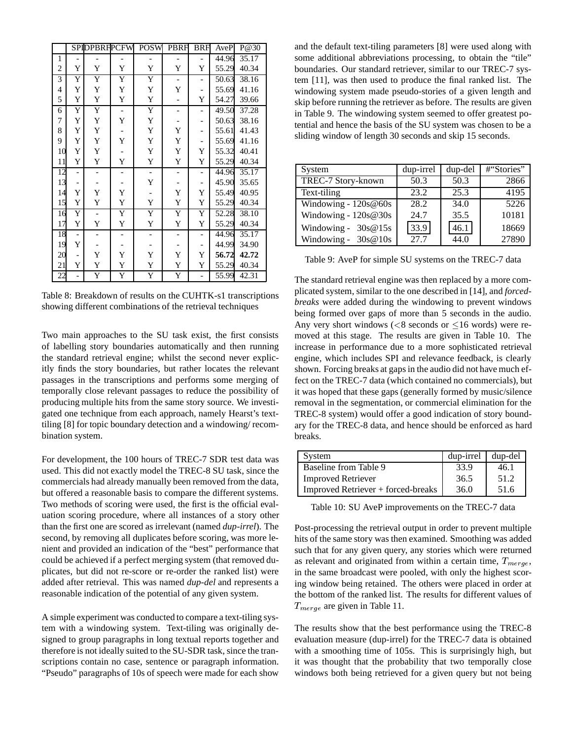| | SPI | DPBRF | PCFW | POSW | PBRF | BRF | AveP | P@30 |
|---|---|---|---|---|---|---|---|---|
| 1 | - | - | - | - | - | - | 44.96 | 35.17 |
| 2 | Y | Y | Y | Y | Y | Y | 55.29 | 40.34 |
| 3 | Y | Y | Y | Y | - | - | 50.63 | 38.16 |
| 4 | Y | Y | Y | Y | Y | - | 55.69 | 41.16 |
| 5 | Y | Y | Y | Y | - | Y | 54.27 | 39.66 |
| 6 | Y | Y | - | Y | - | - | 49.50 | 37.28 |
| 7 | Y | Y | Y | Y | - | - | 50.63 | 38.16 |
| 8 | Y | Y | - | Y | Y | - | 55.61 | 41.43 |
| 9 | Y | Y | Y | Y | Y | - | 55.69 | 41.16 |
| 10 | Y | Y | - | Y | Y | Y | 55.32 | 40.41 |
| 11 | Y | Y | Y | Y | Y | Y | 55.29 | 40.34 |
| 12 | - | - | - | - | - | - | 44.96 | 35.17 |
| 13 | - | - | - | Y | - | - | 45.90 | 35.65 |
| 14 | Y | Y | Y | - | Y | Y | 55.49 | 40.95 |
| 15 | Y | Y | Y | Y | Y | Y | 55.29 | 40.34 |
| 16 | Y | - | Y | Y | Y | Y | 52.28 | 38.10 |
| 17 | Y | Y | Y | Y | Y | Y | 55.29 | 40.34 |
| 18 | - | - | - | - | - | - | 44.96 | 35.17 |
| 19 | Y | - | - | - | - | - | 44.99 | 34.90 |
| 20 | - | Y | Y | Y | Y | Y | **56.72** | **42.72** |
| 21 | Y | Y | Y | Y | Y | Y | 55.29 | 40.34 |
| 22 | - | Y | Y | Y | Y | - | 55.99 | 42.31 |

Table 8: Breakdown of results on the CUHTK-s1 transcriptions showing different combinations of the retrieval techniques

Two main approaches to the SU task exist, the first consists of labelling story boundaries automatically and then running the standard retrieval engine; whilst the second never explicitly finds the story boundaries, but rather locates the relevant passages in the transcriptions and performs some merging of temporally close relevant passages to reduce the possibility of producing multiple hits from the same story source. We investigated one technique from each approach, namely Hearst's text-tiling [8] for topic boundary detection and a windowing/ recombination system.

For development, the 100 hours of TREC-7 SDR test data was used. This did not exactly model the TREC-8 SU task, since the commercials had already manually been removed from the data, but offered a reasonable basis to compare the different systems. Two methods of scoring were used, the first is the official evaluation scoring procedure, where all instances of a story other than the first one are scored as irrelevant (named *dup-irrel*). The second, by removing all duplicates before scoring, was more lenient and provided an indication of the "best" performance that could be achieved if a perfect merging system (that removed duplicates, but did not re-score or re-order the ranked list) were added after retrieval. This was named *dup-del* and represents a reasonable indication of the potential of any given system.

A simple experiment was conducted to compare a text-tiling system with a windowing system. Text-tiling was originally designed to group paragraphs in long textual reports together and therefore is not ideally suited to the SU-SDR task, since the transcriptions contain no case, sentence or paragraph information. "Pseudo" paragraphs of 10s of speech were made for each show and the default text-tiling parameters [8] were used along with some additional abbreviations processing, to obtain the "tile" boundaries. Our standard retriever, similar to our TREC-7 system [11], was then used to produce the final ranked list. The windowing system made pseudo-stories of a given length and skip before running the retriever as before. The results are given in Table 9. The windowing system seemed to offer greatest potential and hence the basis of the SU system was chosen to be a sliding window of length 30 seconds and skip 15 seconds.

| System | dup-irrel | dup-del | #"Stories" |
|---|---|---|---|
| TREC-7 Story-known | 50.3 | 50.3 | 2866 |
| Text-tiling | 23.2 | 25.3 | 4195 |
| Windowing - 120s@60s | 28.2 | 34.0 | 5226 |
| Windowing - 120s@30s | 24.7 | 35.5 | 10181 |
| Windowing - 30s@15s | 33.9 | 46.1 | 18669 |
| Windowing - 30s@10s | 27.7 | 44.0 | 27890 |

Table 9: AveP for simple SU systems on the TREC-7 data

The standard retrieval engine was then replaced by a more complicated system, similar to the one described in [14], and *forced-breaks* were added during the windowing to prevent windows being formed over gaps of more than 5 seconds in the audio. Any very short windows ($<$8 seconds or $\leq$16 words) were removed at this stage. The results are given in Table 10. The increase in performance due to a more sophisticated retrieval engine, which includes SPI and relevance feedback, is clearly shown. Forcing breaks at gaps in the audio did not have much effect on the TREC-7 data (which contained no commercials), but it was hoped that these gaps (generally formed by music/silence removal in the segmentation, or commercial elimination for the TREC-8 system) would offer a good indication of story boundary for the TREC-8 data, and hence should be enforced as hard breaks.

| System | dup-irrel | dup-del |
|---|---|---|
| Baseline from Table 9 | 33.9 | 46.1 |
| Improved Retriever | 36.5 | 51.2 |
| Improved Retriever + forced-breaks | 36.0 | 51.6 |

Table 10: SU AveP improvements on the TREC-7 data

Post-processing the retrieval output in order to prevent multiple hits of the same story was then examined. Smoothing was added such that for any given query, any stories which were returned as relevant and originated from within a certain time, $T_{merge}$, in the same broadcast were pooled, with only the highest scoring window being retained. The others were placed in order at the bottom of the ranked list. The results for different values of $T_{merge}$ are given in Table 11.

The results show that the best performance using the TREC-8 evaluation measure (dup-irrel) for the TREC-7 data is obtained with a smoothing time of 105s. This is surprisingly high, but it was thought that the probability that two temporally close windows both being retrieved for a given query but not being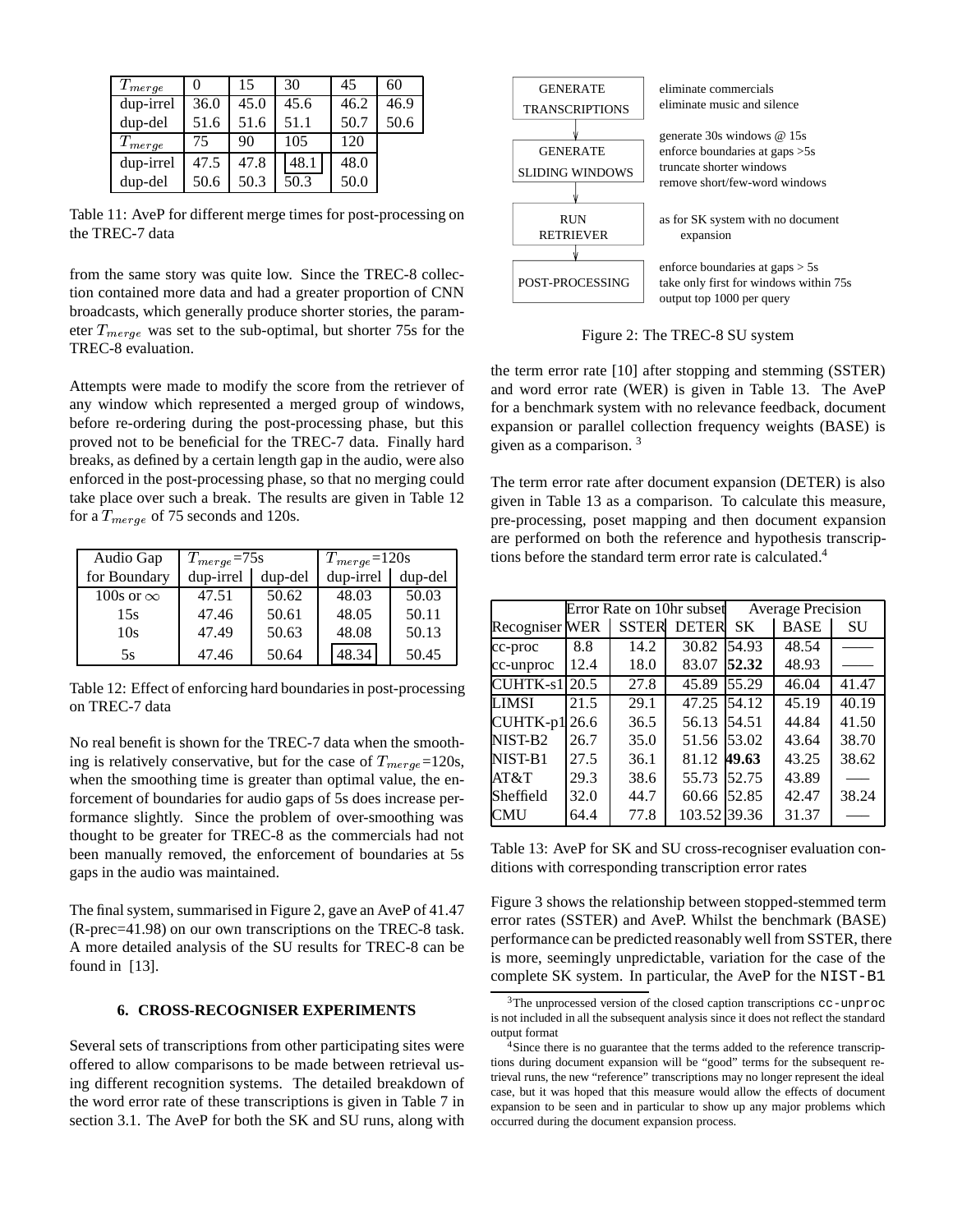| $T_{merge}$ | 0 | 15 | 30 | 45 | 60 |
|---|---|---|---|---|---|
| dup-irrel | 36.0 | 45.0 | 45.6 | 46.2 | 46.9 |
| dup-del | 51.6 | 51.6 | 51.1 | 50.7 | 50.6 |
| $T_{merge}$ | 75 | 90 | 105 | 120 | |
| dup-irrel | 47.5 | 47.8 | 48.1 | 48.0 | |
| dup-del | 50.6 | 50.3 | 50.3 | 50.0 | |

Table 11: AveP for different merge times for post-processing on the TREC-7 data

from the same story was quite low. Since the TREC-8 collection contained more data and had a greater proportion of CNN broadcasts, which generally produce shorter stories, the parameter $T_{merge}$ was set to the sub-optimal, but shorter 75s for the TREC-8 evaluation.

Attempts were made to modify the score from the retriever of any window which represented a merged group of windows, before re-ordering during the post-processing phase, but this proved not to be beneficial for the TREC-7 data. Finally hard breaks, as defined by a certain length gap in the audio, were also enforced in the post-processing phase, so that no merging could take place over such a break. The results are given in Table 12 for a $T_{merge}$ of 75 seconds and 120s.

| Audio Gap | $T_{merge}$=75s | | $T_{merge}$=120s | |
|---|---|---|---|---|
| for Boundary | dup-irrel | dup-del | dup-irrel | dup-del |
| 100s or $\infty$ | 47.51 | 50.62 | 48.03 | 50.03 |
| 15s | 47.46 | 50.61 | 48.05 | 50.11 |
| 10s | 47.49 | 50.63 | 48.08 | 50.13 |
| 5s | 47.46 | 50.64 | 48.34 | 50.45 |

Table 12: Effect of enforcing hard boundaries in post-processing on TREC-7 data

No real benefit is shown for the TREC-7 data when the smoothing is relatively conservative, but for the case of $T_{merge}$=120s, when the smoothing time is greater than optimal value, the enforcement of boundaries for audio gaps of 5s does increase performance slightly. Since the problem of over-smoothing was thought to be greater for TREC-8 as the commercials had not been manually removed, the enforcement of boundaries at 5s gaps in the audio was maintained.

The final system, summarised in Figure 2, gave an AveP of 41.47 (R-prec=41.98) on our own transcriptions on the TREC-8 task. A more detailed analysis of the SU results for TREC-8 can be found in [13].

## 6. CROSS-RECOGNISER EXPERIMENTS

Several sets of transcriptions from other participating sites were offered to allow comparisons to be made between retrieval using different recognition systems. The detailed breakdown of the word error rate of these transcriptions is given in Table 7 in section 3.1. The AveP for both the SK and SU runs, along with

| | |
|---|---|
| GENERATE TRANSCRIPTIONS | eliminate commercials<br>eliminate music and silence |
| GENERATE SLIDING WINDOWS | generate 30s windows @ 15s<br>enforce boundaries at gaps >5s<br>truncate shorter windows<br>remove short/few-word windows |
| RUN RETRIEVER | as for SK system with no document expansion |
| POST-PROCESSING | enforce boundaries at gaps > 5s<br>take only first for windows within 75s<br>output top 1000 per query |

Figure 2: The TREC-8 SU system

the term error rate [10] after stopping and stemming (SSTER) and word error rate (WER) is given in Table 13. The AveP for a benchmark system with no relevance feedback, document expansion or parallel collection frequency weights (BASE) is given as a comparison. [3]

The term error rate after document expansion (DETER) is also given in Table 13 as a comparison. To calculate this measure, pre-processing, poset mapping and then document expansion are performed on both the reference and hypothesis transcriptions before the standard term error rate is calculated.[4]

| | Error Rate on 10hr subset | | | Average Precision | | |
|---|---|---|---|---|---|---|
| Recogniser | WER | SSTER | DETER | SK | BASE | SU |
| cc-proc | 8.8 | 14.2 | 30.82 | 54.93 | 48.54 | —— |
| cc-unproc | 12.4 | 18.0 | 83.07 | **52.32** | 48.93 | —— |
| CUHTK-s1 | 20.5 | 27.8 | 45.89 | 55.29 | 46.04 | 41.47 |
| LIMSI | 21.5 | 29.1 | 47.25 | 54.12 | 45.19 | 40.19 |
| CUHTK-p1 | 26.6 | 36.5 | 56.13 | 54.51 | 44.84 | 41.50 |
| NIST-B2 | 26.7 | 35.0 | 51.56 | 53.02 | 43.64 | 38.70 |
| NIST-B1 | 27.5 | 36.1 | 81.12 | **49.63** | 43.25 | 38.62 |
| AT&T | 29.3 | 38.6 | 55.73 | 52.75 | 43.89 | —— |
| Sheffield | 32.0 | 44.7 | 60.66 | 52.85 | 42.47 | 38.24 |
| CMU | 64.4 | 77.8 | 103.52 | 39.36 | 31.37 | —— |

Table 13: AveP for SK and SU cross-recogniser evaluation conditions with corresponding transcription error rates

Figure 3 shows the relationship between stopped-stemmed term error rates (SSTER) and AveP. Whilst the benchmark (BASE) performance can be predicted reasonably well from SSTER, there is more, seemingly unpredictable, variation for the case of the complete SK system. In particular, the AveP for the NIST-B1

[3] The unprocessed version of the closed caption transcriptions cc-unproc is not included in all the subsequent analysis since it does not reflect the standard output format

[4] Since there is no guarantee that the terms added to the reference transcriptions during document expansion will be "good" terms for the subsequent retrieval runs, the new "reference" transcriptions may no longer represent the ideal case, but it was hoped that this measure would allow the effects of document expansion to be seen and in particular to show up any major problems which occurred during the document expansion process.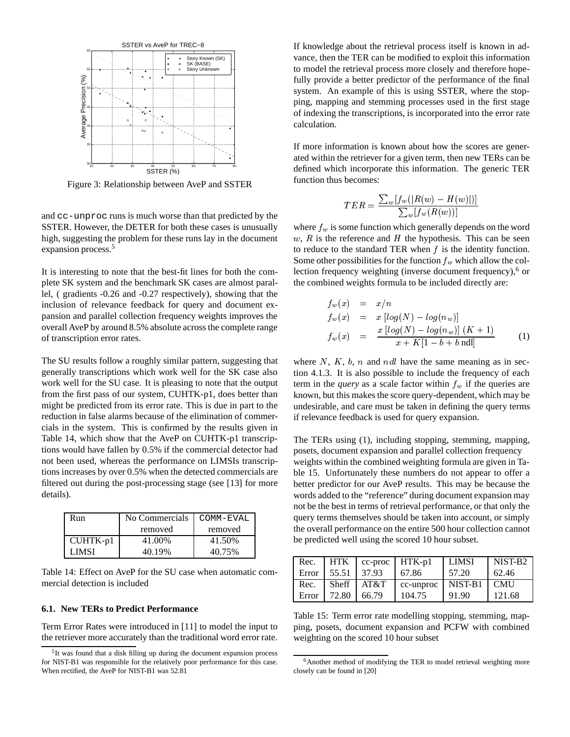Figure 3: Relationship between AveP and SSTER

and `cc-unproc` runs is much worse than that predicted by the SSTER. However, the DETER for both these cases is unusually high, suggesting the problem for these runs lay in the document expansion process.[5]

It is interesting to note that the best-fit lines for both the complete SK system and the benchmark SK cases are almost parallel, ( gradients -0.26 and -0.27 respectively), showing that the inclusion of relevance feedback for query and document expansion and parallel collection frequency weights improves the overall AveP by around 8.5% absolute across the complete range of transcription error rates.

The SU results follow a roughly similar pattern, suggesting that generally transcriptions which work well for the SK case also work well for the SU case. It is pleasing to note that the output from the first pass of our system, CUHTK-p1, does better than might be predicted from its error rate. This is due in part to the reduction in false alarms because of the elimination of commercials in the system. This is confirmed by the results given in Table 14, which show that the AveP on CUHTK-p1 transcriptions would have fallen by 0.5% if the commercial detector had not been used, whereas the performance on LIMSIs transcriptions increases by over 0.5% when the detected commercials are filtered out during the post-processing stage (see [13] for more details).

| Run | No Commercials removed | `COMM-EVAL` removed |
|---|---|---|
| CUHTK-p1 | 41.00% | 41.50% |
| LIMSI | 40.19% | 40.75% |

Table 14: Effect on AveP for the SU case when automatic commercial detection is included

### 6.1. New TERs to Predict Performance

Term Error Rates were introduced in [11] to model the input to the retriever more accurately than the traditional word error rate. If knowledge about the retrieval process itself is known in advance, then the TER can be modified to exploit this information to model the retrieval process more closely and therefore hopefully provide a better predictor of the performance of the final system. An example of this is using SSTER, where the stopping, mapping and stemming processes used in the first stage of indexing the transcriptions, is incorporated into the error rate calculation.

If more information is known about how the scores are generated within the retriever for a given term, then new TERs can be defined which incorporate this information. The generic TER function thus becomes:

$$TER = \frac{\sum_w [f_w(|R(w) - H(w)|)]}{\sum_w [f_w(R(w))]}$$

where $f_w$ is some function which generally depends on the word $w$, $R$ is the reference and $H$ the hypothesis. This can be seen to reduce to the standard TER when $f$ is the identity function. Some other possibilities for the function $f_w$ which allow the collection frequency weighting (inverse document frequency),[6] or the combined weights formula to be included directly are:

$$\begin{aligned} f_w(x) &= x/n \\ f_w(x) &= x\,[log(N) - log(n_w)] \\ f_w(x) &= \frac{x\,[log(N) - log(n_w)]\,(K+1)}{x + K[1 - b + b\,\text{ndl}]} \end{aligned} \quad (1)$$

where $N$, $K$, $b$, $n$ and $ndl$ have the same meaning as in section 4.1.3. It is also possible to include the frequency of each term in the *query* as a scale factor within $f_w$ if the queries are known, but this makes the score query-dependent, which may be undesirable, and care must be taken in defining the query terms if relevance feedback is used for query expansion.

The TERs using (1), including stopping, stemming, mapping, posets, document expansion and parallel collection frequency weights within the combined weighting formula are given in Table 15. Unfortunately these numbers do not appear to offer a better predictor for our AveP results. This may be because the words added to the "reference" during document expansion may not be the best in terms of retrieval performance, or that only the query terms themselves should be taken into account, or simply the overall performance on the entire 500 hour collection cannot be predicted well using the scored 10 hour subset.

| Rec. | HTK | cc-proc | HTK-p1 | LIMSI | NIST-B2 |
|---|---|---|---|---|---|
| Error | 55.51 | 37.93 | 67.86 | 57.20 | 62.46 |
| Rec. | Sheff | AT&T | cc-unproc | NIST-B1 | CMU |
| Error | 72.80 | 66.79 | 104.75 | 91.90 | 121.68 |

Table 15: Term error rate modelling stopping, stemming, mapping, posets, document expansion and PCFW with combined weighting on the scored 10 hour subset

[5] It was found that a disk filling up during the document expansion process for NIST-B1 was responsible for the relatively poor performance for this case. When rectified, the AveP for NIST-B1 was 52.81

[6] Another method of modifying the TER to model retrieval weighting more closely can be found in [20]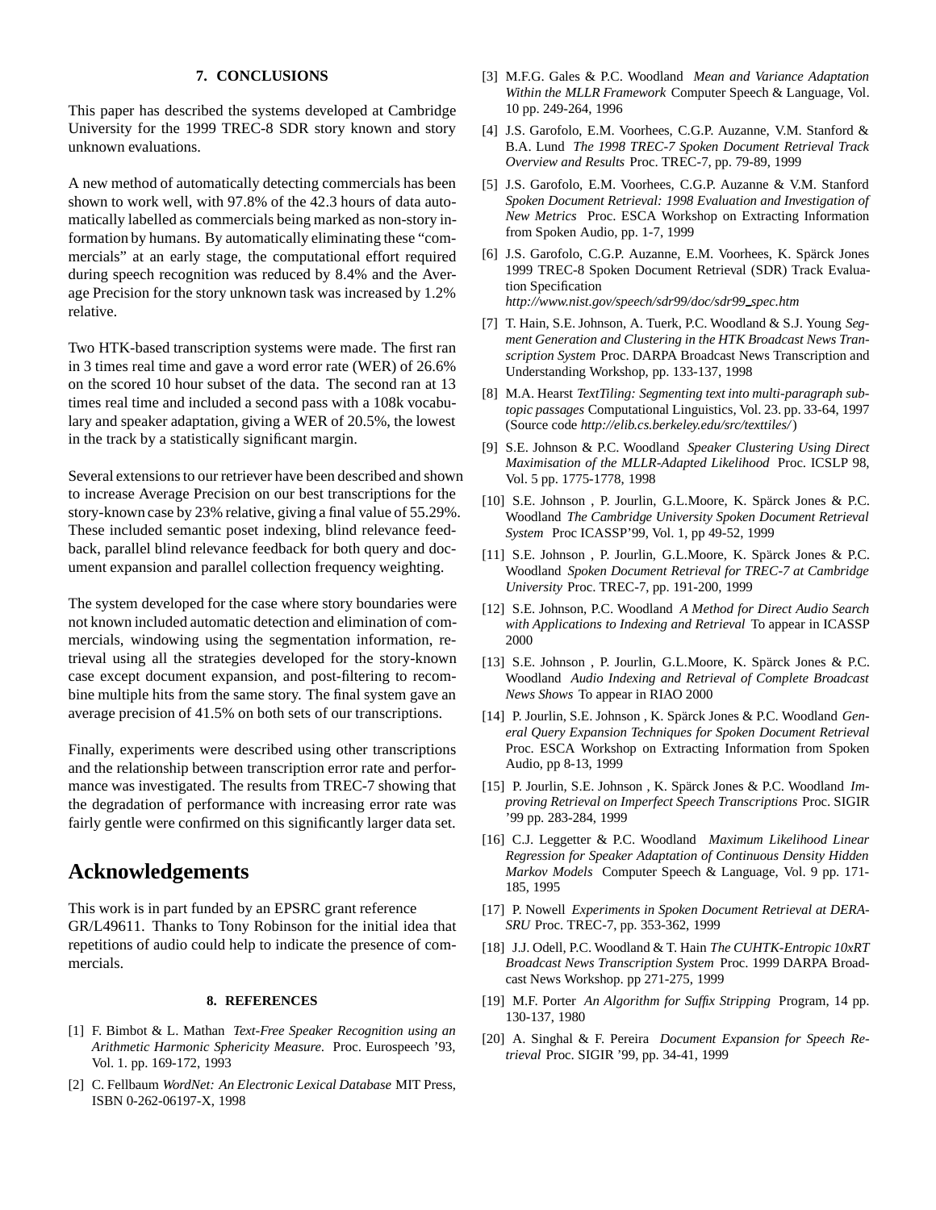## 7. CONCLUSIONS

This paper has described the systems developed at Cambridge University for the 1999 TREC-8 SDR story known and story unknown evaluations.

A new method of automatically detecting commercials has been shown to work well, with 97.8% of the 42.3 hours of data automatically labelled as commercials being marked as non-story information by humans. By automatically eliminating these "commercials" at an early stage, the computational effort required during speech recognition was reduced by 8.4% and the Average Precision for the story unknown task was increased by 1.2% relative.

Two HTK-based transcription systems were made. The first ran in 3 times real time and gave a word error rate (WER) of 26.6% on the scored 10 hour subset of the data. The second ran at 13 times real time and included a second pass with a 108k vocabulary and speaker adaptation, giving a WER of 20.5%, the lowest in the track by a statistically significant margin.

Several extensions to our retriever have been described and shown to increase Average Precision on our best transcriptions for the story-known case by 23% relative, giving a final value of 55.29%. These included semantic poset indexing, blind relevance feedback, parallel blind relevance feedback for both query and document expansion and parallel collection frequency weighting.

The system developed for the case where story boundaries were not known included automatic detection and elimination of commercials, windowing using the segmentation information, retrieval using all the strategies developed for the story-known case except document expansion, and post-filtering to recombine multiple hits from the same story. The final system gave an average precision of 41.5% on both sets of our transcriptions.

Finally, experiments were described using other transcriptions and the relationship between transcription error rate and performance was investigated. The results from TREC-7 showing that the degradation of performance with increasing error rate was fairly gentle were confirmed on this significantly larger data set.

# Acknowledgements

This work is in part funded by an EPSRC grant reference GR/L49611. Thanks to Tony Robinson for the initial idea that repetitions of audio could help to indicate the presence of commercials.

## 8. REFERENCES

[1] F. Bimbot & L. Mathan *Text-Free Speaker Recognition using an Arithmetic Harmonic Sphericity Measure.* Proc. Eurospeech '93, Vol. 1. pp. 169-172, 1993

[2] C. Fellbaum *WordNet: An Electronic Lexical Database* MIT Press, ISBN 0-262-06197-X, 1998

[3] M.F.G. Gales & P.C. Woodland *Mean and Variance Adaptation Within the MLLR Framework* Computer Speech & Language, Vol. 10 pp. 249-264, 1996

[4] J.S. Garofolo, E.M. Voorhees, C.G.P. Auzanne, V.M. Stanford & B.A. Lund *The 1998 TREC-7 Spoken Document Retrieval Track Overview and Results* Proc. TREC-7, pp. 79-89, 1999

[5] J.S. Garofolo, E.M. Voorhees, C.G.P. Auzanne & V.M. Stanford *Spoken Document Retrieval: 1998 Evaluation and Investigation of New Metrics* Proc. ESCA Workshop on Extracting Information from Spoken Audio, pp. 1-7, 1999

[6] J.S. Garofolo, C.G.P. Auzanne, E.M. Voorhees, K. Spärck Jones 1999 TREC-8 Spoken Document Retrieval (SDR) Track Evaluation Specification *http://www.nist.gov/speech/sdr99/doc/sdr99_spec.htm*

[7] T. Hain, S.E. Johnson, A. Tuerk, P.C. Woodland & S.J. Young *Segment Generation and Clustering in the HTK Broadcast News Transcription System* Proc. DARPA Broadcast News Transcription and Understanding Workshop, pp. 133-137, 1998

[8] M.A. Hearst *TextTiling: Segmenting text into multi-paragraph subtopic passages* Computational Linguistics, Vol. 23. pp. 33-64, 1997 (Source code *http://elib.cs.berkeley.edu/src/texttiles/*)

[9] S.E. Johnson & P.C. Woodland *Speaker Clustering Using Direct Maximisation of the MLLR-Adapted Likelihood* Proc. ICSLP 98, Vol. 5 pp. 1775-1778, 1998

[10] S.E. Johnson , P. Jourlin, G.L.Moore, K. Spärck Jones & P.C. Woodland *The Cambridge University Spoken Document Retrieval System* Proc ICASSP'99, Vol. 1, pp 49-52, 1999

[11] S.E. Johnson , P. Jourlin, G.L.Moore, K. Spärck Jones & P.C. Woodland *Spoken Document Retrieval for TREC-7 at Cambridge University* Proc. TREC-7, pp. 191-200, 1999

[12] S.E. Johnson, P.C. Woodland *A Method for Direct Audio Search with Applications to Indexing and Retrieval* To appear in ICASSP 2000

[13] S.E. Johnson , P. Jourlin, G.L.Moore, K. Spärck Jones & P.C. Woodland *Audio Indexing and Retrieval of Complete Broadcast News Shows* To appear in RIAO 2000

[14] P. Jourlin, S.E. Johnson , K. Spärck Jones & P.C. Woodland *General Query Expansion Techniques for Spoken Document Retrieval* Proc. ESCA Workshop on Extracting Information from Spoken Audio, pp 8-13, 1999

[15] P. Jourlin, S.E. Johnson , K. Spärck Jones & P.C. Woodland *Improving Retrieval on Imperfect Speech Transcriptions* Proc. SIGIR '99 pp. 283-284, 1999

[16] C.J. Leggetter & P.C. Woodland *Maximum Likelihood Linear Regression for Speaker Adaptation of Continuous Density Hidden Markov Models* Computer Speech & Language, Vol. 9 pp. 171-185, 1995

[17] P. Nowell *Experiments in Spoken Document Retrieval at DERA-SRU* Proc. TREC-7, pp. 353-362, 1999

[18] J.J. Odell, P.C. Woodland & T. Hain *The CUHTK-Entropic 10xRT Broadcast News Transcription System* Proc. 1999 DARPA Broadcast News Workshop. pp 271-275, 1999

[19] M.F. Porter *An Algorithm for Suffix Stripping* Program, 14 pp. 130-137, 1980

[20] A. Singhal & F. Pereira *Document Expansion for Speech Retrieval* Proc. SIGIR '99, pp. 34-41, 1999